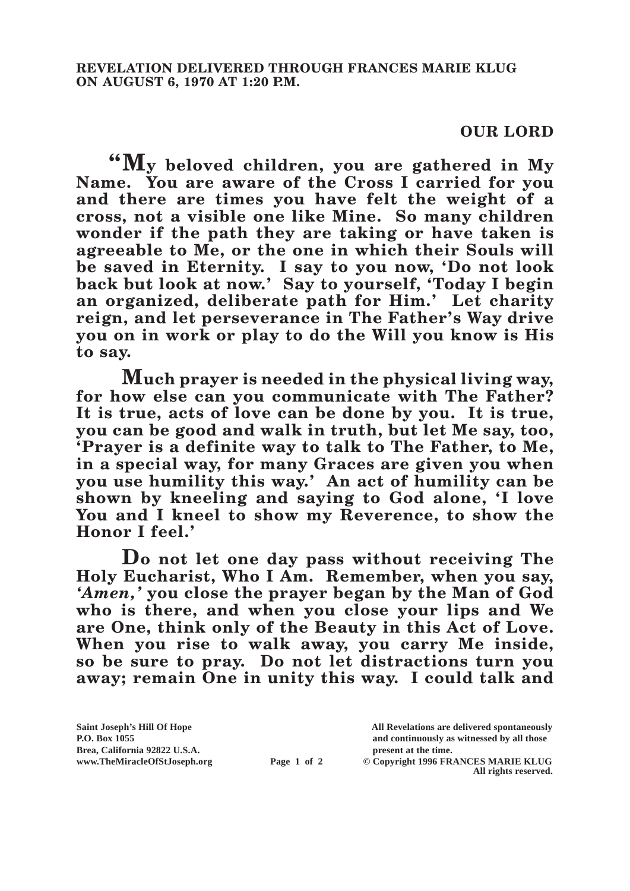**REVELATION DELIVERED THROUGH FRANCES MARIE KLUG ON AUGUST 6, 1970 AT 1:20 P.M.**

**OUR LORD**

**"My beloved children, you are gathered in My Name. You are aware of the Cross I carried for you and there are times you have felt the weight of a cross, not a visible one like Mine. So many children wonder if the path they are taking or have taken is agreeable to Me, or the one in which their Souls will be saved in Eternity. I say to you now, 'Do not look back but look at now.' Say to yourself, 'Today I begin an organized, deliberate path for Him.' Let charity reign, and let perseverance in The Father's Way drive you on in work or play to do the Will you know is His to say.**

**Much prayer is needed in the physical living way, for how else can you communicate with The Father? It is true, acts of love can be done by you. It is true, you can be good and walk in truth, but let Me say, too, 'Prayer is a definite way to talk to The Father, to Me, in a special way, for many Graces are given you when you use humility this way.' An act of humility can be shown by kneeling and saying to God alone, 'I love You and I kneel to show my Reverence, to show the Honor I feel.'**

**Do not let one day pass without receiving The Holy Eucharist, Who I Am. Remember, when you say, *'Amen,'* you close the prayer began by the Man of God who is there, and when you close your lips and We are One, think only of the Beauty in this Act of Love. When you rise to walk away, you carry Me inside, so be sure to pray. Do not let distractions turn you away; remain One in unity this way. I could talk and**

Saint Joseph's Hill Of Hope
P.O. Box 1055
Brea, California 92822 U.S.A.
www.TheMiracleOfStJoseph.org

All Revelations are delivered spontaneously and continuously as witnessed by all those present at the time.
© Copyright 1996 FRANCES MARIE KLUG
All rights reserved.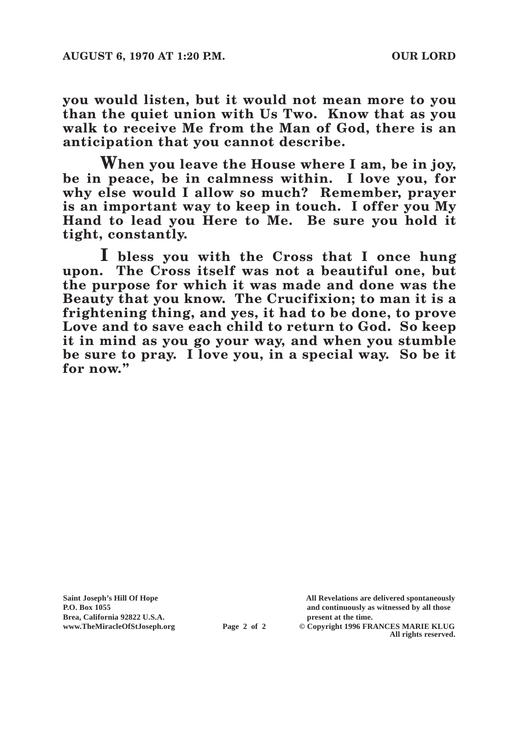**you would listen, but it would not mean more to you than the quiet union with Us Two. Know that as you walk to receive Me from the Man of God, there is an anticipation that you cannot describe.**

**When you leave the House where I am, be in joy, be in peace, be in calmness within. I love you, for why else would I allow so much? Remember, prayer is an important way to keep in touch. I offer you My Hand to lead you Here to Me. Be sure you hold it tight, constantly.**

**I bless you with the Cross that I once hung upon. The Cross itself was not a beautiful one, but the purpose for which it was made and done was the Beauty that you know. The Crucifixion; to man it is a frightening thing, and yes, it had to be done, to prove Love and to save each child to return to God. So keep it in mind as you go your way, and when you stumble be sure to pray. I love you, in a special way. So be it for now."**

**Saint Joseph's Hill Of Hope**
**P.O. Box 1055**
**Brea, California 92822 U.S.A.**
**www.TheMiracleOfStJoseph.org**

**All Revelations are delivered spontaneously and continuously as witnessed by all those present at the time.**
**© Copyright 1996 FRANCES MARIE KLUG**
**All rights reserved.**